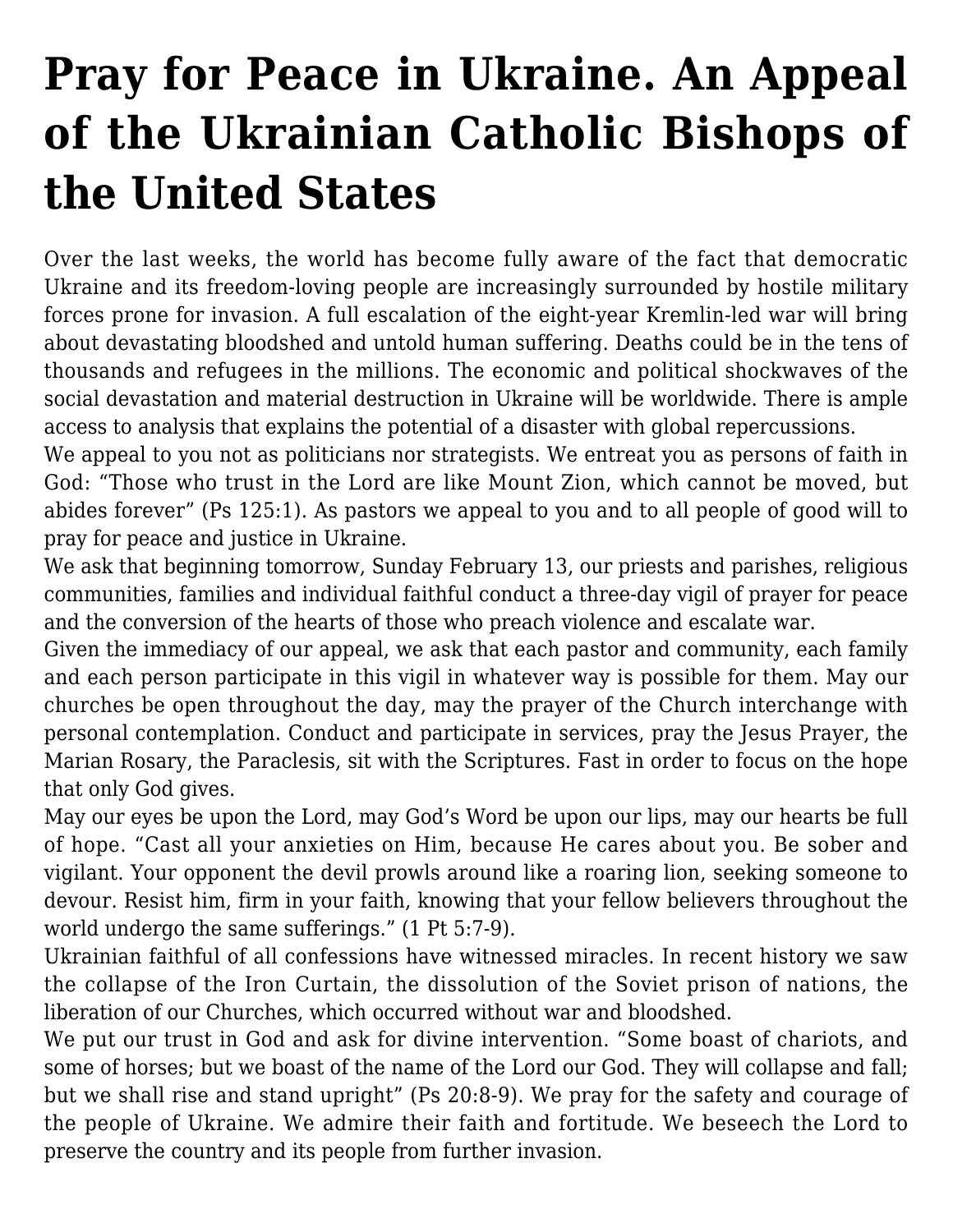# Pray for Peace in Ukraine. An Appeal of the Ukrainian Catholic Bishops of the United States

Over the last weeks, the world has become fully aware of the fact that democratic Ukraine and its freedom-loving people are increasingly surrounded by hostile military forces prone for invasion. A full escalation of the eight-year Kremlin-led war will bring about devastating bloodshed and untold human suffering. Deaths could be in the tens of thousands and refugees in the millions. The economic and political shockwaves of the social devastation and material destruction in Ukraine will be worldwide. There is ample access to analysis that explains the potential of a disaster with global repercussions.

We appeal to you not as politicians nor strategists. We entreat you as persons of faith in God: "Those who trust in the Lord are like Mount Zion, which cannot be moved, but abides forever" (Ps 125:1). As pastors we appeal to you and to all people of good will to pray for peace and justice in Ukraine.

We ask that beginning tomorrow, Sunday February 13, our priests and parishes, religious communities, families and individual faithful conduct a three-day vigil of prayer for peace and the conversion of the hearts of those who preach violence and escalate war.

Given the immediacy of our appeal, we ask that each pastor and community, each family and each person participate in this vigil in whatever way is possible for them. May our churches be open throughout the day, may the prayer of the Church interchange with personal contemplation. Conduct and participate in services, pray the Jesus Prayer, the Marian Rosary, the Paraclesis, sit with the Scriptures. Fast in order to focus on the hope that only God gives.

May our eyes be upon the Lord, may God's Word be upon our lips, may our hearts be full of hope. "Cast all your anxieties on Him, because He cares about you. Be sober and vigilant. Your opponent the devil prowls around like a roaring lion, seeking someone to devour. Resist him, firm in your faith, knowing that your fellow believers throughout the world undergo the same sufferings." (1 Pt 5:7-9).

Ukrainian faithful of all confessions have witnessed miracles. In recent history we saw the collapse of the Iron Curtain, the dissolution of the Soviet prison of nations, the liberation of our Churches, which occurred without war and bloodshed.

We put our trust in God and ask for divine intervention. "Some boast of chariots, and some of horses; but we boast of the name of the Lord our God. They will collapse and fall; but we shall rise and stand upright" (Ps 20:8-9). We pray for the safety and courage of the people of Ukraine. We admire their faith and fortitude. We beseech the Lord to preserve the country and its people from further invasion.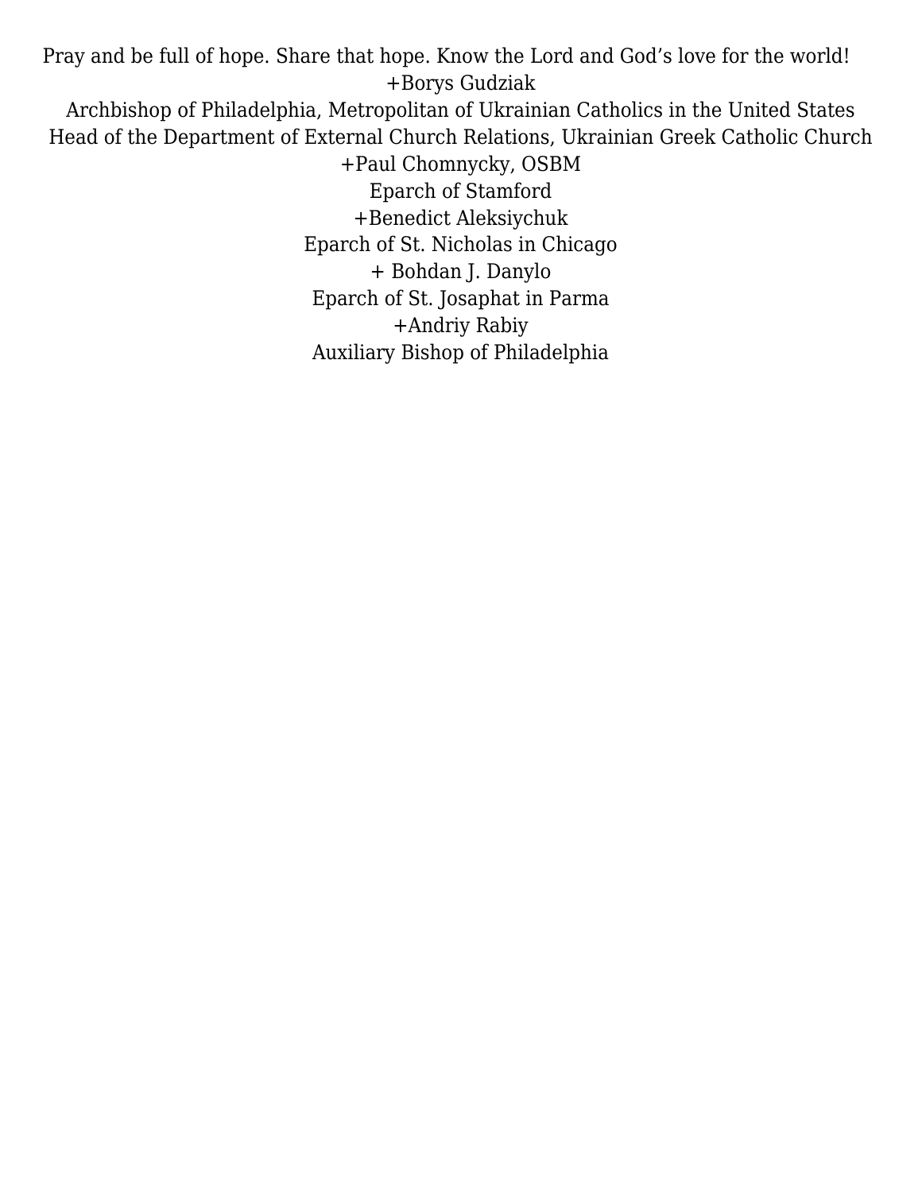Pray and be full of hope. Share that hope. Know the Lord and God's love for the world!

+Borys Gudziak  
Archbishop of Philadelphia, Metropolitan of Ukrainian Catholics in the United States  
Head of the Department of External Church Relations, Ukrainian Greek Catholic Church

+Paul Chomnycky, OSBM  
Eparch of Stamford

+Benedict Aleksiychuk  
Eparch of St. Nicholas in Chicago

+ Bohdan J. Danylo  
Eparch of St. Josaphat in Parma

+Andriy Rabiy  
Auxiliary Bishop of Philadelphia